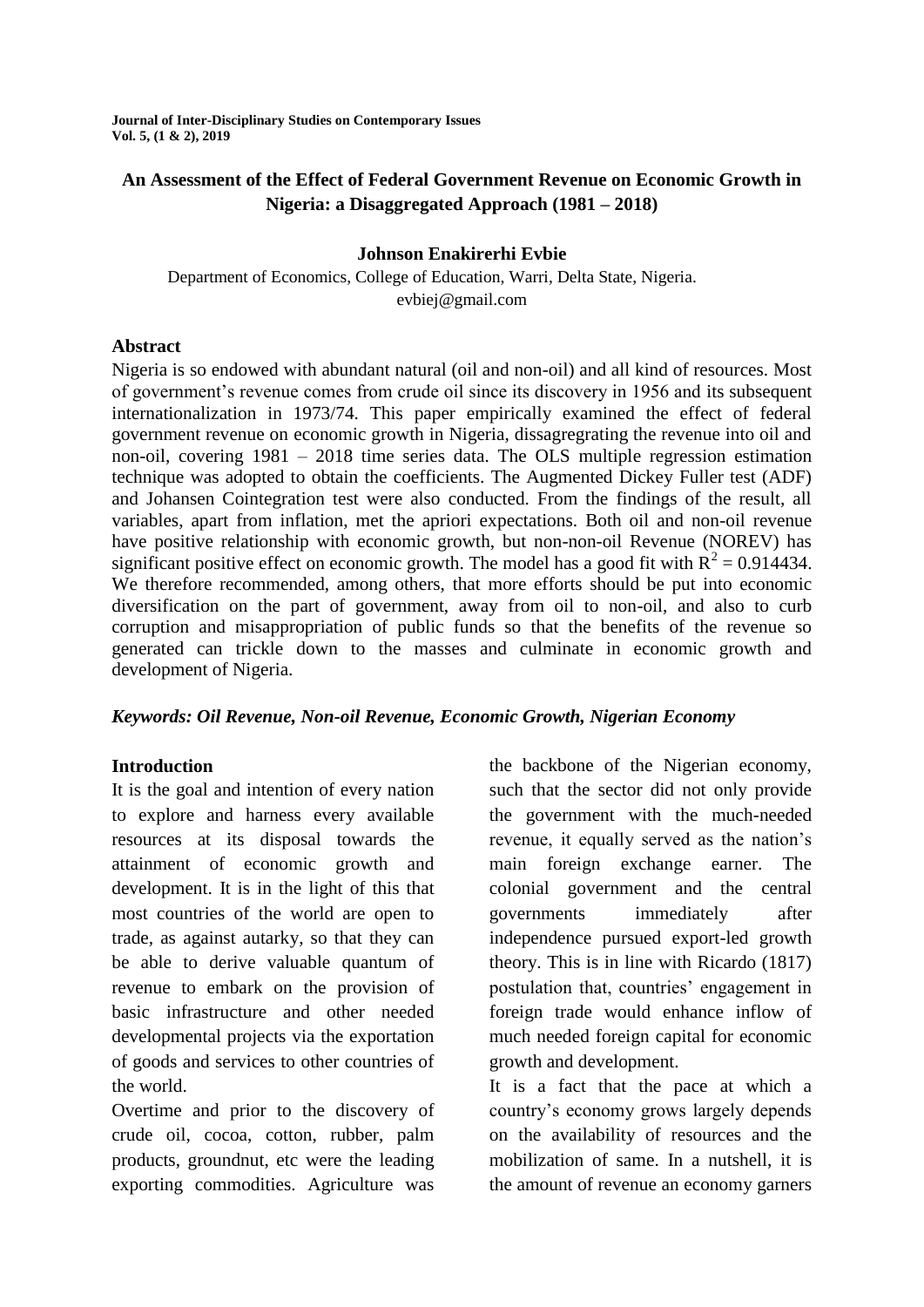# An Assessment of the Effect of Federal Government Revenue on Economic Growth in Nigeria: a Disaggregated Approach (1981 – 2018)

**Johnson Enakirerhi Evbie**

Department of Economics, College of Education, Warri, Delta State, Nigeria.
evbiej@gmail.com

## Abstract

Nigeria is so endowed with abundant natural (oil and non-oil) and all kind of resources. Most of government's revenue comes from crude oil since its discovery in 1956 and its subsequent internationalization in 1973/74. This paper empirically examined the effect of federal government revenue on economic growth in Nigeria, dissagregrating the revenue into oil and non-oil, covering 1981 – 2018 time series data. The OLS multiple regression estimation technique was adopted to obtain the coefficients. The Augmented Dickey Fuller test (ADF) and Johansen Cointegration test were also conducted. From the findings of the result, all variables, apart from inflation, met the apriori expectations. Both oil and non-oil revenue have positive relationship with economic growth, but non-non-oil Revenue (NOREV) has significant positive effect on economic growth. The model has a good fit with $R^2 = 0.914434$. We therefore recommended, among others, that more efforts should be put into economic diversification on the part of government, away from oil to non-oil, and also to curb corruption and misappropriation of public funds so that the benefits of the revenue so generated can trickle down to the masses and culminate in economic growth and development of Nigeria.

***Keywords: Oil Revenue, Non-oil Revenue, Economic Growth, Nigerian Economy***

## Introduction

It is the goal and intention of every nation to explore and harness every available resources at its disposal towards the attainment of economic growth and development. It is in the light of this that most countries of the world are open to trade, as against autarky, so that they can be able to derive valuable quantum of revenue to embark on the provision of basic infrastructure and other needed developmental projects via the exportation of goods and services to other countries of the world.

Overtime and prior to the discovery of crude oil, cocoa, cotton, rubber, palm products, groundnut, etc were the leading exporting commodities. Agriculture was the backbone of the Nigerian economy, such that the sector did not only provide the government with the much-needed revenue, it equally served as the nation's main foreign exchange earner. The colonial government and the central governments immediately after independence pursued export-led growth theory. This is in line with Ricardo (1817) postulation that, countries' engagement in foreign trade would enhance inflow of much needed foreign capital for economic growth and development.

It is a fact that the pace at which a country's economy grows largely depends on the availability of resources and the mobilization of same. In a nutshell, it is the amount of revenue an economy garners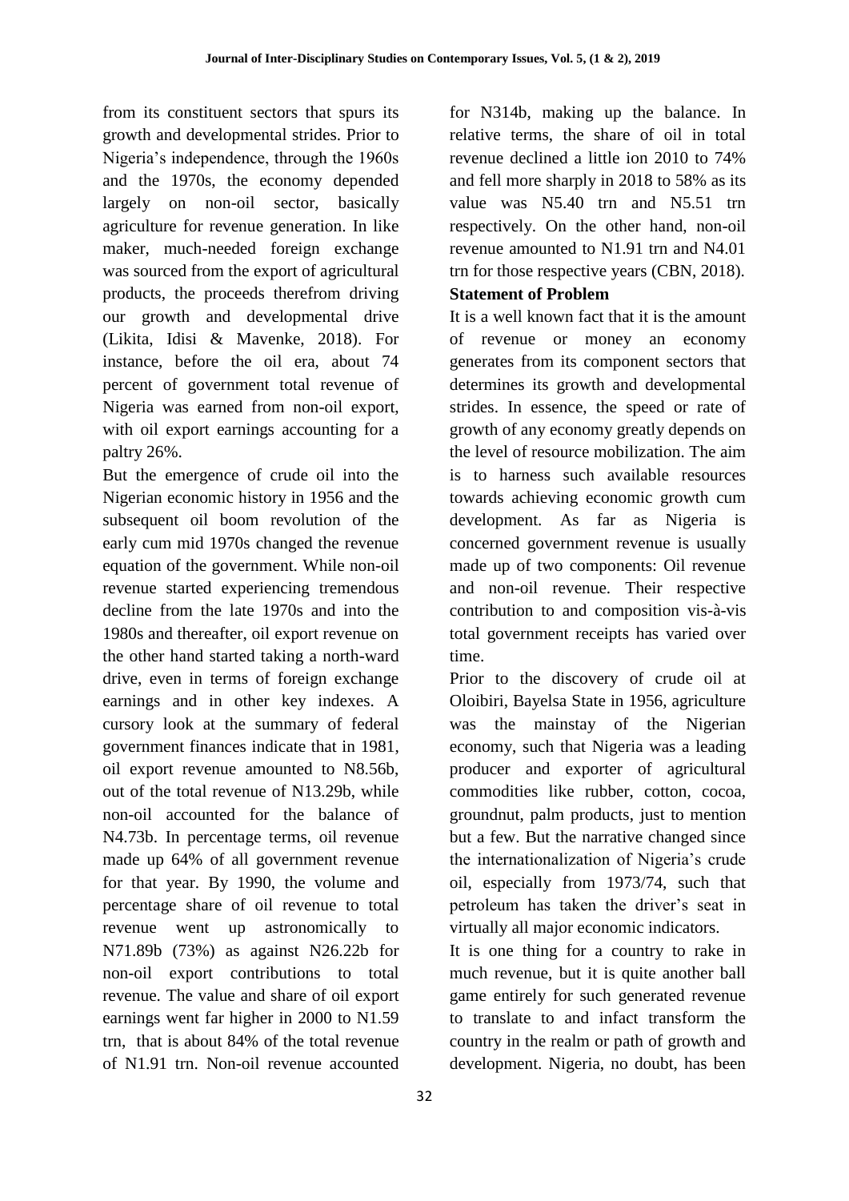from its constituent sectors that spurs its growth and developmental strides. Prior to Nigeria's independence, through the 1960s and the 1970s, the economy depended largely on non-oil sector, basically agriculture for revenue generation. In like maker, much-needed foreign exchange was sourced from the export of agricultural products, the proceeds therefrom driving our growth and developmental drive (Likita, Idisi & Mavenke, 2018). For instance, before the oil era, about 74 percent of government total revenue of Nigeria was earned from non-oil export, with oil export earnings accounting for a paltry 26%.

But the emergence of crude oil into the Nigerian economic history in 1956 and the subsequent oil boom revolution of the early cum mid 1970s changed the revenue equation of the government. While non-oil revenue started experiencing tremendous decline from the late 1970s and into the 1980s and thereafter, oil export revenue on the other hand started taking a north-ward drive, even in terms of foreign exchange earnings and in other key indexes. A cursory look at the summary of federal government finances indicate that in 1981, oil export revenue amounted to N8.56b, out of the total revenue of N13.29b, while non-oil accounted for the balance of N4.73b. In percentage terms, oil revenue made up 64% of all government revenue for that year. By 1990, the volume and percentage share of oil revenue to total revenue went up astronomically to N71.89b (73%) as against N26.22b for non-oil export contributions to total revenue. The value and share of oil export earnings went far higher in 2000 to N1.59 trn, that is about 84% of the total revenue of N1.91 trn. Non-oil revenue accounted for N314b, making up the balance. In relative terms, the share of oil in total revenue declined a little ion 2010 to 74% and fell more sharply in 2018 to 58% as its value was N5.40 trn and N5.51 trn respectively. On the other hand, non-oil revenue amounted to N1.91 trn and N4.01 trn for those respective years (CBN, 2018).

**Statement of Problem**

It is a well known fact that it is the amount of revenue or money an economy generates from its component sectors that determines its growth and developmental strides. In essence, the speed or rate of growth of any economy greatly depends on the level of resource mobilization. The aim is to harness such available resources towards achieving economic growth cum development. As far as Nigeria is concerned government revenue is usually made up of two components: Oil revenue and non-oil revenue. Their respective contribution to and composition vis-à-vis total government receipts has varied over time.

Prior to the discovery of crude oil at Oloibiri, Bayelsa State in 1956, agriculture was the mainstay of the Nigerian economy, such that Nigeria was a leading producer and exporter of agricultural commodities like rubber, cotton, cocoa, groundnut, palm products, just to mention but a few. But the narrative changed since the internationalization of Nigeria's crude oil, especially from 1973/74, such that petroleum has taken the driver's seat in virtually all major economic indicators.

It is one thing for a country to rake in much revenue, but it is quite another ball game entirely for such generated revenue to translate to and infact transform the country in the realm or path of growth and development. Nigeria, no doubt, has been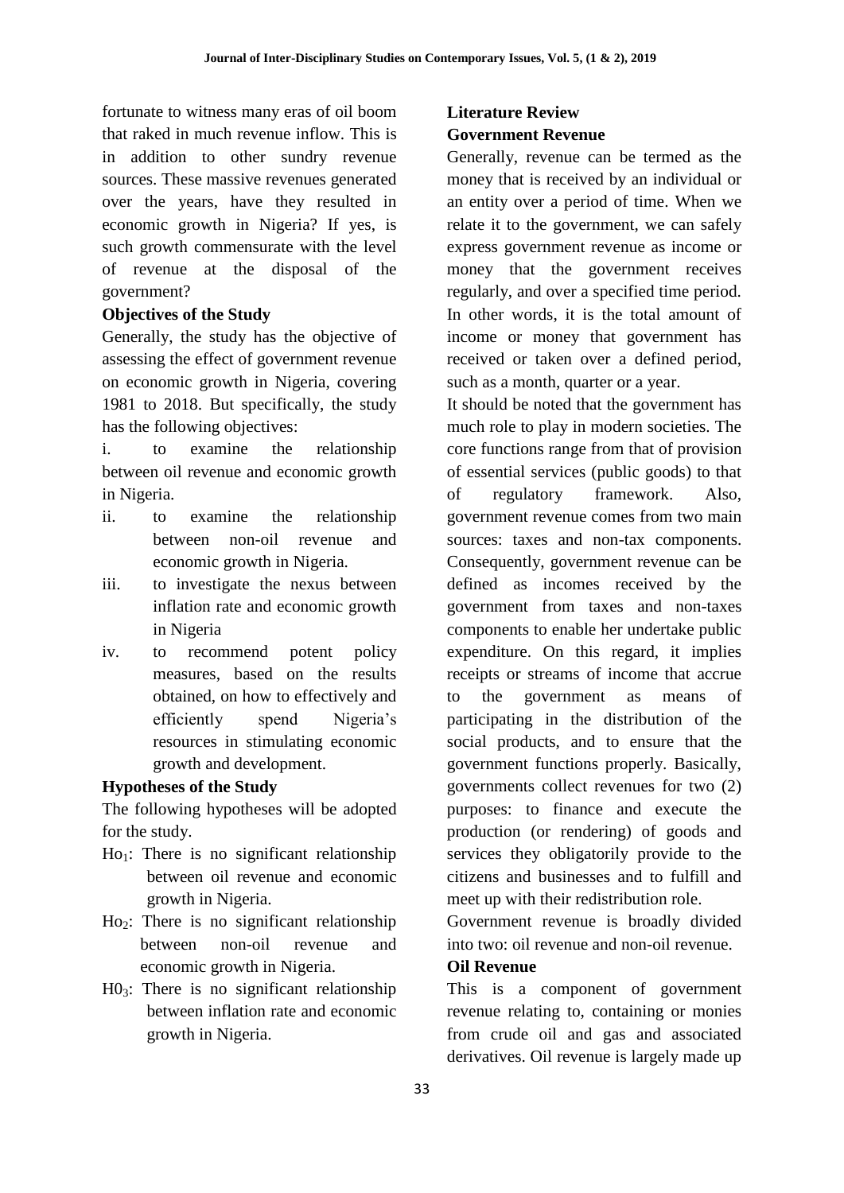fortunate to witness many eras of oil boom that raked in much revenue inflow. This is in addition to other sundry revenue sources. These massive revenues generated over the years, have they resulted in economic growth in Nigeria? If yes, is such growth commensurate with the level of revenue at the disposal of the government?

### Objectives of the Study

Generally, the study has the objective of assessing the effect of government revenue on economic growth in Nigeria, covering 1981 to 2018. But specifically, the study has the following objectives:

i. to examine the relationship between oil revenue and economic growth in Nigeria.
ii. to examine the relationship between non-oil revenue and economic growth in Nigeria.
iii. to investigate the nexus between inflation rate and economic growth in Nigeria
iv. to recommend potent policy measures, based on the results obtained, on how to effectively and efficiently spend Nigeria's resources in stimulating economic growth and development.

### Hypotheses of the Study

The following hypotheses will be adopted for the study.

$Ho_1$: There is no significant relationship between oil revenue and economic growth in Nigeria.

$Ho_2$: There is no significant relationship between non-oil revenue and economic growth in Nigeria.

$H0_3$: There is no significant relationship between inflation rate and economic growth in Nigeria.

## Literature Review

### Government Revenue

Generally, revenue can be termed as the money that is received by an individual or an entity over a period of time. When we relate it to the government, we can safely express government revenue as income or money that the government receives regularly, and over a specified time period. In other words, it is the total amount of income or money that government has received or taken over a defined period, such as a month, quarter or a year.

It should be noted that the government has much role to play in modern societies. The core functions range from that of provision of essential services (public goods) to that of regulatory framework. Also, government revenue comes from two main sources: taxes and non-tax components. Consequently, government revenue can be defined as incomes received by the government from taxes and non-taxes components to enable her undertake public expenditure. On this regard, it implies receipts or streams of income that accrue to the government as means of participating in the distribution of the social products, and to ensure that the government functions properly. Basically, governments collect revenues for two (2) purposes: to finance and execute the production (or rendering) of goods and services they obligatorily provide to the citizens and businesses and to fulfill and meet up with their redistribution role.

Government revenue is broadly divided into two: oil revenue and non-oil revenue.

### Oil Revenue

This is a component of government revenue relating to, containing or monies from crude oil and gas and associated derivatives. Oil revenue is largely made up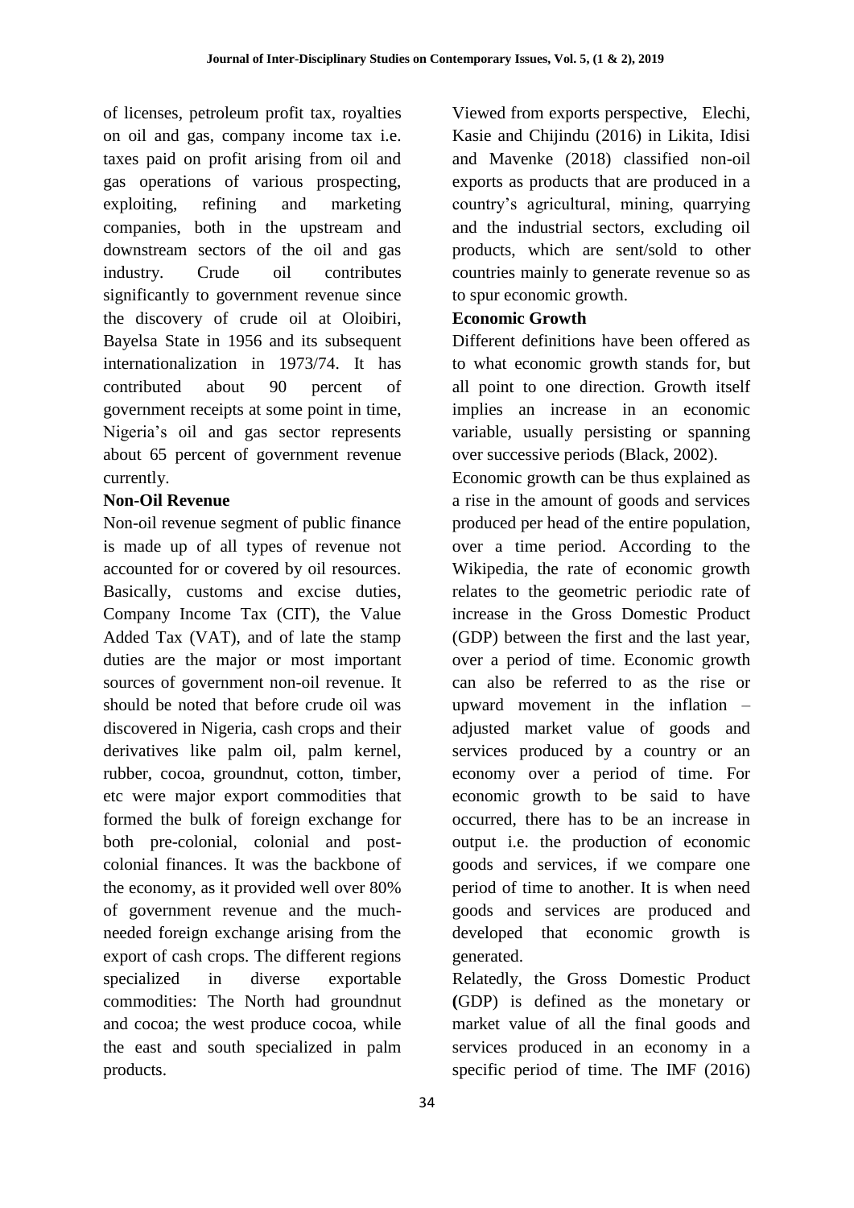of licenses, petroleum profit tax, royalties on oil and gas, company income tax i.e. taxes paid on profit arising from oil and gas operations of various prospecting, exploiting, refining and marketing companies, both in the upstream and downstream sectors of the oil and gas industry. Crude oil contributes significantly to government revenue since the discovery of crude oil at Oloibiri, Bayelsa State in 1956 and its subsequent internationalization in 1973/74. It has contributed about 90 percent of government receipts at some point in time, Nigeria's oil and gas sector represents about 65 percent of government revenue currently.

**Non-Oil Revenue**

Non-oil revenue segment of public finance is made up of all types of revenue not accounted for or covered by oil resources. Basically, customs and excise duties, Company Income Tax (CIT), the Value Added Tax (VAT), and of late the stamp duties are the major or most important sources of government non-oil revenue. It should be noted that before crude oil was discovered in Nigeria, cash crops and their derivatives like palm oil, palm kernel, rubber, cocoa, groundnut, cotton, timber, etc were major export commodities that formed the bulk of foreign exchange for both pre-colonial, colonial and post-colonial finances. It was the backbone of the economy, as it provided well over 80% of government revenue and the much-needed foreign exchange arising from the export of cash crops. The different regions specialized in diverse exportable commodities: The North had groundnut and cocoa; the west produce cocoa, while the east and south specialized in palm products.

Viewed from exports perspective, Elechi, Kasie and Chijindu (2016) in Likita, Idisi and Mavenke (2018) classified non-oil exports as products that are produced in a country's agricultural, mining, quarrying and the industrial sectors, excluding oil products, which are sent/sold to other countries mainly to generate revenue so as to spur economic growth.

**Economic Growth**

Different definitions have been offered as to what economic growth stands for, but all point to one direction. Growth itself implies an increase in an economic variable, usually persisting or spanning over successive periods (Black, 2002).

Economic growth can be thus explained as a rise in the amount of goods and services produced per head of the entire population, over a time period. According to the Wikipedia, the rate of economic growth relates to the geometric periodic rate of increase in the Gross Domestic Product (GDP) between the first and the last year, over a period of time. Economic growth can also be referred to as the rise or upward movement in the inflation – adjusted market value of goods and services produced by a country or an economy over a period of time. For economic growth to be said to have occurred, there has to be an increase in output i.e. the production of economic goods and services, if we compare one period of time to another. It is when need goods and services are produced and developed that economic growth is generated.

Relatedly, the Gross Domestic Product (GDP) is defined as the monetary or market value of all the final goods and services produced in an economy in a specific period of time. The IMF (2016)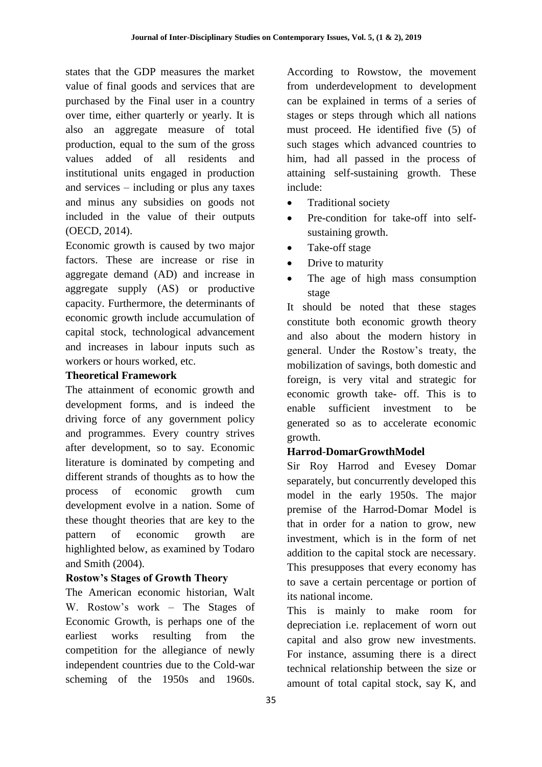states that the GDP measures the market value of final goods and services that are purchased by the Final user in a country over time, either quarterly or yearly. It is also an aggregate measure of total production, equal to the sum of the gross values added of all residents and institutional units engaged in production and services – including or plus any taxes and minus any subsidies on goods not included in the value of their outputs (OECD, 2014).

Economic growth is caused by two major factors. These are increase or rise in aggregate demand (AD) and increase in aggregate supply (AS) or productive capacity. Furthermore, the determinants of economic growth include accumulation of capital stock, technological advancement and increases in labour inputs such as workers or hours worked, etc.

**Theoretical Framework**

The attainment of economic growth and development forms, and is indeed the driving force of any government policy and programmes. Every country strives after development, so to say. Economic literature is dominated by competing and different strands of thoughts as to how the process of economic growth cum development evolve in a nation. Some of these thought theories that are key to the pattern of economic growth are highlighted below, as examined by Todaro and Smith (2004).

**Rostow's Stages of Growth Theory**

The American economic historian, Walt W. Rostow's work – The Stages of Economic Growth, is perhaps one of the earliest works resulting from the competition for the allegiance of newly independent countries due to the Cold-war scheming of the 1950s and 1960s. According to Rowstow, the movement from underdevelopment to development can be explained in terms of a series of stages or steps through which all nations must proceed. He identified five (5) of such stages which advanced countries to him, had all passed in the process of attaining self-sustaining growth. These include:

- Traditional society
- Pre-condition for take-off into self-sustaining growth.
- Take-off stage
- Drive to maturity
- The age of high mass consumption stage

It should be noted that these stages constitute both economic growth theory and also about the modern history in general. Under the Rostow's treaty, the mobilization of savings, both domestic and foreign, is very vital and strategic for economic growth take- off. This is to enable sufficient investment to be generated so as to accelerate economic growth.

**Harrod-DomarGrowthModel**

Sir Roy Harrod and Evesey Domar separately, but concurrently developed this model in the early 1950s. The major premise of the Harrod-Domar Model is that in order for a nation to grow, new investment, which is in the form of net addition to the capital stock are necessary. This presupposes that every economy has to save a certain percentage or portion of its national income.

This is mainly to make room for depreciation i.e. replacement of worn out capital and also grow new investments. For instance, assuming there is a direct technical relationship between the size or amount of total capital stock, say K, and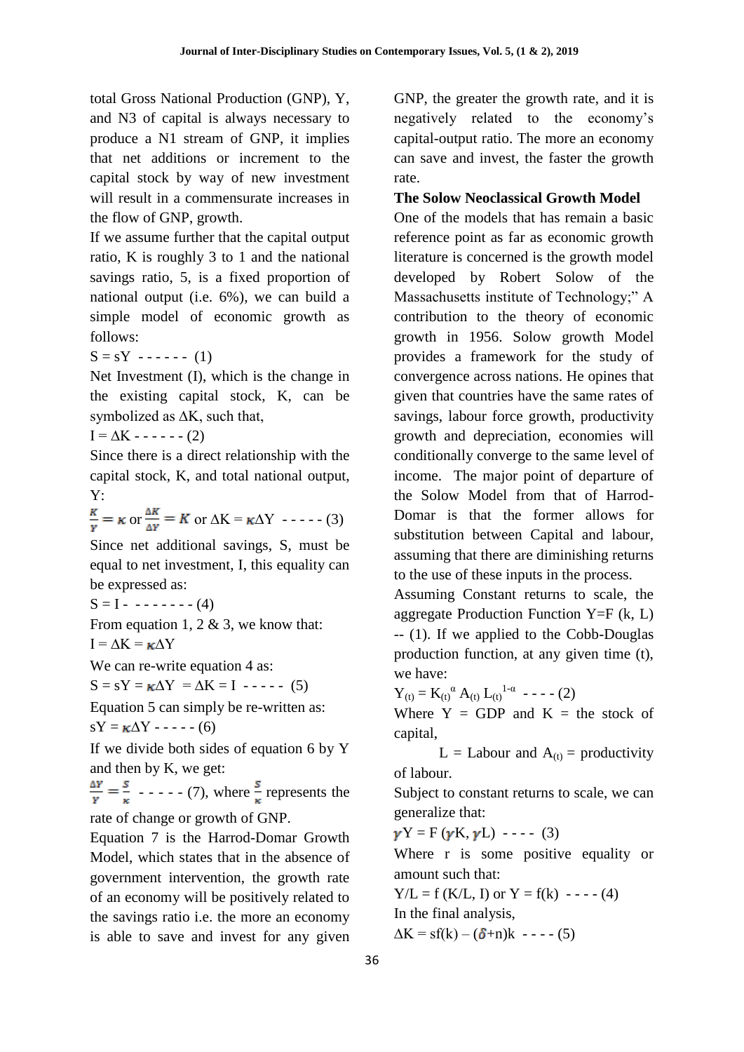total Gross National Production (GNP), Y, and N3 of capital is always necessary to produce a N1 stream of GNP, it implies that net additions or increment to the capital stock by way of new investment will result in a commensurate increases in the flow of GNP, growth.

If we assume further that the capital output ratio, K is roughly 3 to 1 and the national savings ratio, 5, is a fixed proportion of national output (i.e. 6%), we can build a simple model of economic growth as follows:

$S = sY$ - - - - - - (1)

Net Investment (I), which is the change in the existing capital stock, K, can be symbolized as $\Delta K$, such that,

$I = \Delta K$ - - - - - - (2)

Since there is a direct relationship with the capital stock, K, and total national output, Y:

$\frac{K}{Y} = \kappa$ or $\frac{\Delta K}{\Delta Y} = K$ or $\Delta K = \kappa \Delta Y$ - - - - - (3)

Since net additional savings, S, must be equal to net investment, I, this equality can be expressed as:

$S = I$ - - - - - - - - (4)

From equation 1, 2 & 3, we know that:

$I = \Delta K = \kappa \Delta Y$

We can re-write equation 4 as:

$S = sY = \kappa \Delta Y = \Delta K = I$ - - - - - (5)

Equation 5 can simply be re-written as:

$sY = \kappa \Delta Y$ - - - - - (6)

If we divide both sides of equation 6 by Y and then by K, we get:

$\frac{\Delta Y}{Y} = \frac{S}{\kappa}$ - - - - - (7), where $\frac{S}{\kappa}$ represents the rate of change or growth of GNP.

Equation 7 is the Harrod-Domar Growth Model, which states that in the absence of government intervention, the growth rate of an economy will be positively related to the savings ratio i.e. the more an economy is able to save and invest for any given GNP, the greater the growth rate, and it is negatively related to the economy's capital-output ratio. The more an economy can save and invest, the faster the growth rate.

**The Solow Neoclassical Growth Model**

One of the models that has remain a basic reference point as far as economic growth literature is concerned is the growth model developed by Robert Solow of the Massachusetts institute of Technology;" A contribution to the theory of economic growth in 1956. Solow growth Model provides a framework for the study of convergence across nations. He opines that given that countries have the same rates of savings, labour force growth, productivity growth and depreciation, economies will conditionally converge to the same level of income. The major point of departure of the Solow Model from that of Harrod-Domar is that the former allows for substitution between Capital and labour, assuming that there are diminishing returns to the use of these inputs in the process.

Assuming Constant returns to scale, the aggregate Production Function $Y=F(k, L)$ -- (1). If we applied to the Cobb-Douglas production function, at any given time (t), we have:

$Y_{(t)} = K_{(t)}^{\alpha} A_{(t)} L_{(t)}^{1-\alpha}$ - - - - (2)

Where Y = GDP and K = the stock of capital,

L = Labour and $A_{(t)}$ = productivity of labour.

Subject to constant returns to scale, we can generalize that:

$\gamma Y = F(\gamma K, \gamma L)$ - - - - (3)

Where r is some positive equality or amount such that:

$Y/L = f(K/L, I)$ or $Y = f(k)$ - - - - (4)

In the final analysis,

$\Delta K = sf(k) - (\delta + n)k$ - - - - (5)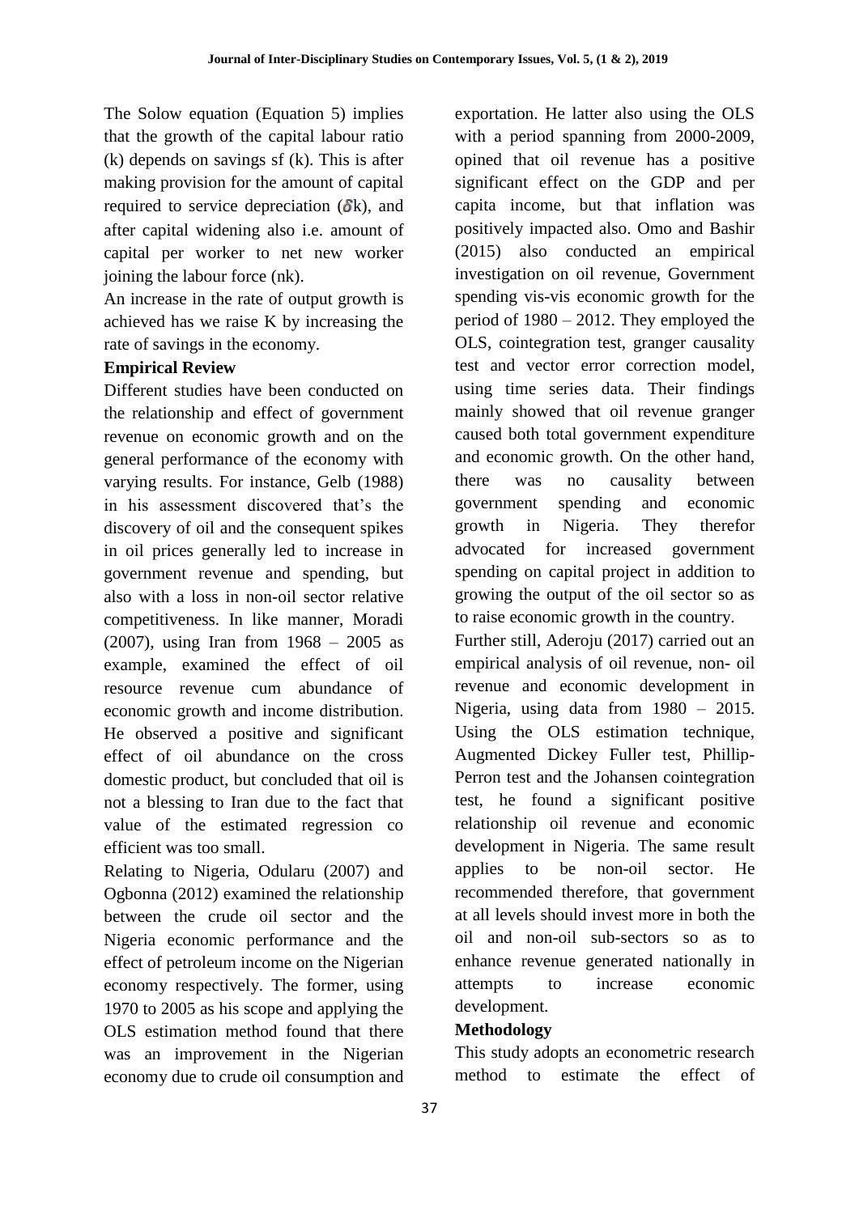The Solow equation (Equation 5) implies that the growth of the capital labour ratio (k) depends on savings sf (k). This is after making provision for the amount of capital required to service depreciation ($\delta k$), and after capital widening also i.e. amount of capital per worker to net new worker joining the labour force (nk).

An increase in the rate of output growth is achieved has we raise K by increasing the rate of savings in the economy.

**Empirical Review**

Different studies have been conducted on the relationship and effect of government revenue on economic growth and on the general performance of the economy with varying results. For instance, Gelb (1988) in his assessment discovered that's the discovery of oil and the consequent spikes in oil prices generally led to increase in government revenue and spending, but also with a loss in non-oil sector relative competitiveness. In like manner, Moradi (2007), using Iran from 1968 – 2005 as example, examined the effect of oil resource revenue cum abundance of economic growth and income distribution. He observed a positive and significant effect of oil abundance on the cross domestic product, but concluded that oil is not a blessing to Iran due to the fact that value of the estimated regression co efficient was too small.

Relating to Nigeria, Odularu (2007) and Ogbonna (2012) examined the relationship between the crude oil sector and the Nigeria economic performance and the effect of petroleum income on the Nigerian economy respectively. The former, using 1970 to 2005 as his scope and applying the OLS estimation method found that there was an improvement in the Nigerian economy due to crude oil consumption and exportation. He latter also using the OLS with a period spanning from 2000-2009, opined that oil revenue has a positive significant effect on the GDP and per capita income, but that inflation was positively impacted also. Omo and Bashir (2015) also conducted an empirical investigation on oil revenue, Government spending vis-vis economic growth for the period of 1980 – 2012. They employed the OLS, cointegration test, granger causality test and vector error correction model, using time series data. Their findings mainly showed that oil revenue granger caused both total government expenditure and economic growth. On the other hand, there was no causality between government spending and economic growth in Nigeria. They therefor advocated for increased government spending on capital project in addition to growing the output of the oil sector so as to raise economic growth in the country.

Further still, Aderoju (2017) carried out an empirical analysis of oil revenue, non- oil revenue and economic development in Nigeria, using data from 1980 – 2015. Using the OLS estimation technique, Augmented Dickey Fuller test, Phillip-Perron test and the Johansen cointegration test, he found a significant positive relationship oil revenue and economic development in Nigeria. The same result applies to be non-oil sector. He recommended therefore, that government at all levels should invest more in both the oil and non-oil sub-sectors so as to enhance revenue generated nationally in attempts to increase economic development.

**Methodology**

This study adopts an econometric research method to estimate the effect of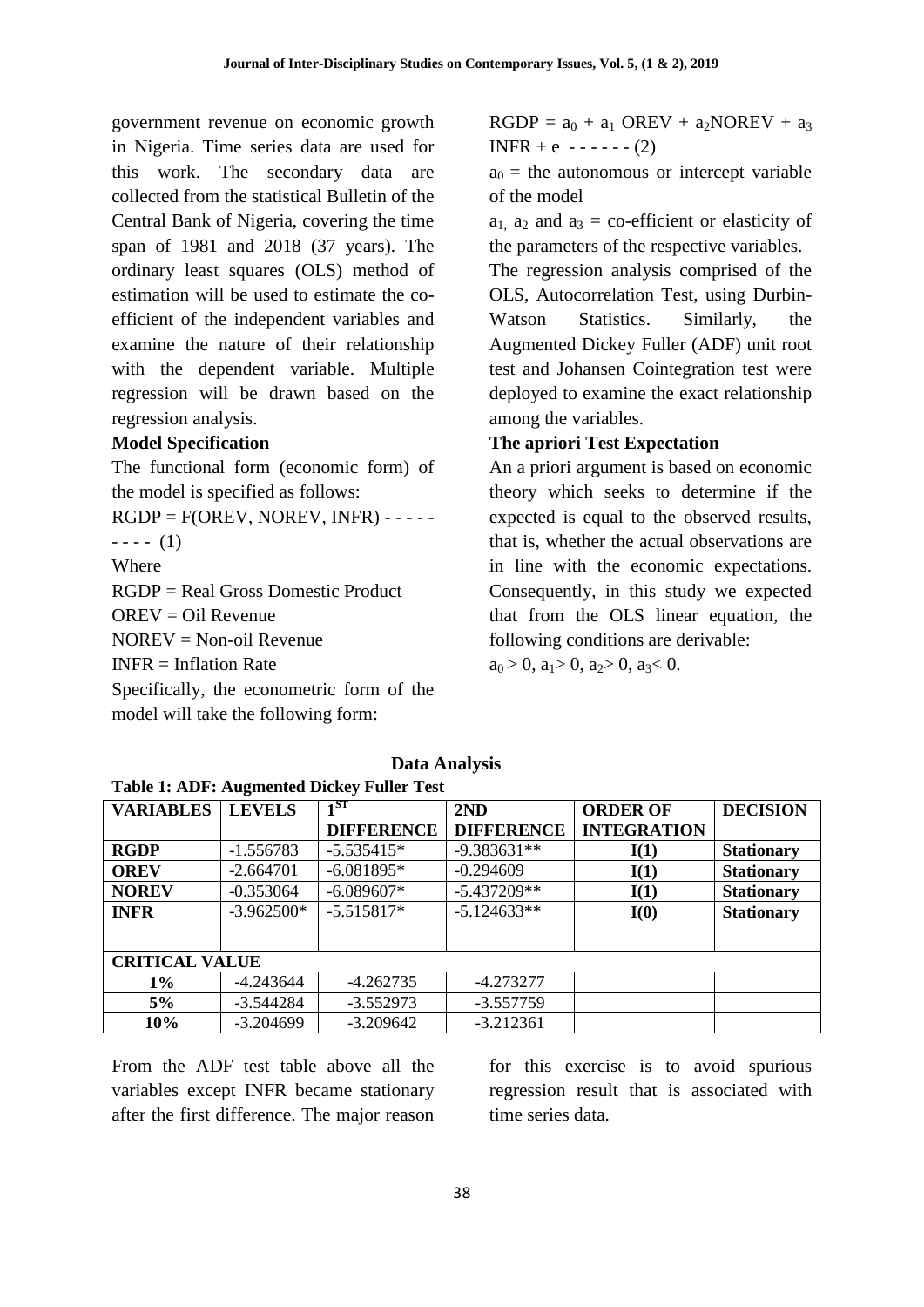government revenue on economic growth in Nigeria. Time series data are used for this work. The secondary data are collected from the statistical Bulletin of the Central Bank of Nigeria, covering the time span of 1981 and 2018 (37 years). The ordinary least squares (OLS) method of estimation will be used to estimate the co-efficient of the independent variables and examine the nature of their relationship with the dependent variable. Multiple regression will be drawn based on the regression analysis.

**Model Specification**

The functional form (economic form) of the model is specified as follows:

RGDP = F(OREV, NOREV, INFR) - - - - - - - - - (1)

Where

RGDP = Real Gross Domestic Product

OREV = Oil Revenue

NOREV = Non-oil Revenue

INFR = Inflation Rate

Specifically, the econometric form of the model will take the following form:

$RGDP = a_0 + a_1\ OREV + a_2 NOREV + a_3\ INFR + e$ - - - - - - (2)

$a_0$ = the autonomous or intercept variable of the model

$a_1$, $a_2$ and $a_3$ = co-efficient or elasticity of the parameters of the respective variables.

The regression analysis comprised of the OLS, Autocorrelation Test, using Durbin-Watson Statistics. Similarly, the Augmented Dickey Fuller (ADF) unit root test and Johansen Cointegration test were deployed to examine the exact relationship among the variables.

**The apriori Test Expectation**

An a priori argument is based on economic theory which seeks to determine if the expected is equal to the observed results, that is, whether the actual observations are in line with the economic expectations. Consequently, in this study we expected that from the OLS linear equation, the following conditions are derivable:

$a_0 > 0$, $a_1 > 0$, $a_2 > 0$, $a_3 < 0$.

## Data Analysis

**Table 1: ADF: Augmented Dickey Fuller Test**

| VARIABLES | LEVELS | 1ST DIFFERENCE | 2ND DIFFERENCE | ORDER OF INTEGRATION | DECISION |
|---|---|---|---|---|---|
| **RGDP** | -1.556783 | -5.535415* | -9.383631** | **I(1)** | **Stationary** |
| **OREV** | -2.664701 | -6.081895* | -0.294609 | **I(1)** | **Stationary** |
| **NOREV** | -0.353064 | -6.089607* | -5.437209** | **I(1)** | **Stationary** |
| **INFR** | -3.962500* | -5.515817* | -5.124633** | **I(0)** | **Stationary** |
| **CRITICAL VALUE** | | | | | |
| **1%** | -4.243644 | -4.262735 | -4.273277 | | |
| **5%** | -3.544284 | -3.552973 | -3.557759 | | |
| **10%** | -3.204699 | -3.209642 | -3.212361 | | |

From the ADF test table above all the variables except INFR became stationary after the first difference. The major reason for this exercise is to avoid spurious regression result that is associated with time series data.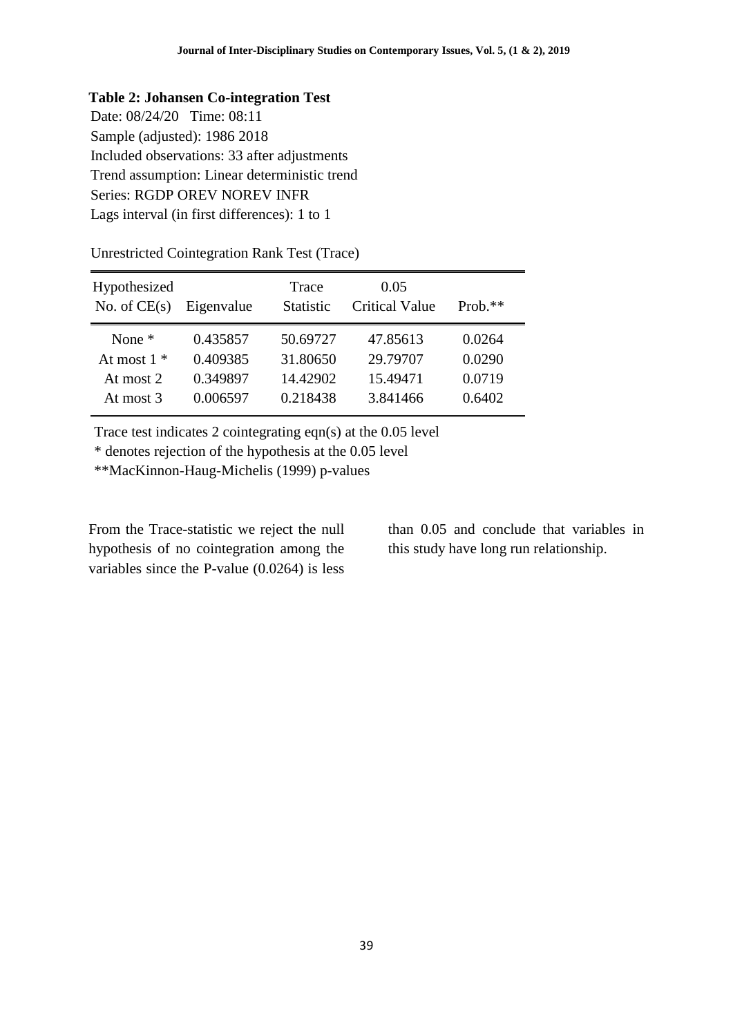**Table 2: Johansen Co-integration Test**

Date: 08/24/20 Time: 08:11
Sample (adjusted): 1986 2018
Included observations: 33 after adjustments
Trend assumption: Linear deterministic trend
Series: RGDP OREV NOREV INFR
Lags interval (in first differences): 1 to 1

Unrestricted Cointegration Rank Test (Trace)

| Hypothesized No. of CE(s) | Eigenvalue | Trace Statistic | 0.05 Critical Value | Prob.** |
|---|---|---|---|---|
| None * | 0.435857 | 50.69727 | 47.85613 | 0.0264 |
| At most 1 * | 0.409385 | 31.80650 | 29.79707 | 0.0290 |
| At most 2 | 0.349897 | 14.42902 | 15.49471 | 0.0719 |
| At most 3 | 0.006597 | 0.218438 | 3.841466 | 0.6402 |

Trace test indicates 2 cointegrating eqn(s) at the 0.05 level
* denotes rejection of the hypothesis at the 0.05 level
**MacKinnon-Haug-Michelis (1999) p-values

From the Trace-statistic we reject the null hypothesis of no cointegration among the variables since the P-value (0.0264) is less than 0.05 and conclude that variables in this study have long run relationship.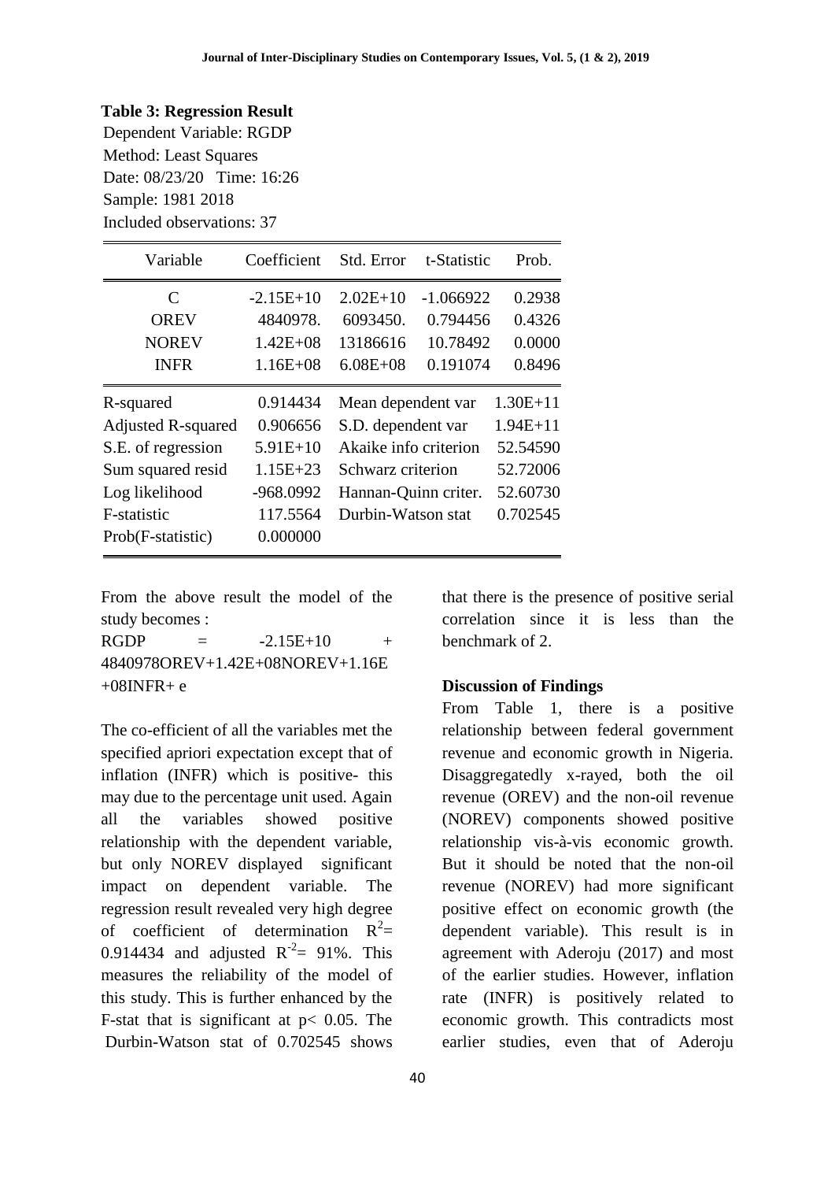**Table 3: Regression Result**

Dependent Variable: RGDP
Method: Least Squares
Date: 08/23/20 Time: 16:26
Sample: 1981 2018
Included observations: 37

| Variable | Coefficient | Std. Error | t-Statistic | Prob. |
|---|---|---|---|---|
| C | -2.15E+10 | 2.02E+10 | -1.066922 | 0.2938 |
| OREV | 4840978. | 6093450. | 0.794456 | 0.4326 |
| NOREV | 1.42E+08 | 13186616 | 10.78492 | 0.0000 |
| INFR | 1.16E+08 | 6.08E+08 | 0.191074 | 0.8496 |

| | | | |
|---|---|---|---|
| R-squared | 0.914434 | Mean dependent var | 1.30E+11 |
| Adjusted R-squared | 0.906656 | S.D. dependent var | 1.94E+11 |
| S.E. of regression | 5.91E+10 | Akaike info criterion | 52.54590 |
| Sum squared resid | 1.15E+23 | Schwarz criterion | 52.72006 |
| Log likelihood | -968.0992 | Hannan-Quinn criter. | 52.60730 |
| F-statistic | 117.5564 | Durbin-Watson stat | 0.702545 |
| Prob(F-statistic) | 0.000000 | | |

From the above result the model of the study becomes :

RGDP = -2.15E+10 + 4840978OREV+1.42E+08NOREV+1.16E+08INFR+ e

The co-efficient of all the variables met the specified apriori expectation except that of inflation (INFR) which is positive- this may due to the percentage unit used. Again all the variables showed positive relationship with the dependent variable, but only NOREV displayed significant impact on dependent variable. The regression result revealed very high degree of coefficient of determination $R^2$= 0.914434 and adjusted $R^{-2}$= 91%. This measures the reliability of the model of this study. This is further enhanced by the F-stat that is significant at $p< 0.05$. The Durbin-Watson stat of 0.702545 shows that there is the presence of positive serial correlation since it is less than the benchmark of 2.

**Discussion of Findings**

From Table 1, there is a positive relationship between federal government revenue and economic growth in Nigeria. Disaggregatedly x-rayed, both the oil revenue (OREV) and the non-oil revenue (NOREV) components showed positive relationship vis-à-vis economic growth. But it should be noted that the non-oil revenue (NOREV) had more significant positive effect on economic growth (the dependent variable). This result is in agreement with Aderoju (2017) and most of the earlier studies. However, inflation rate (INFR) is positively related to economic growth. This contradicts most earlier studies, even that of Aderoju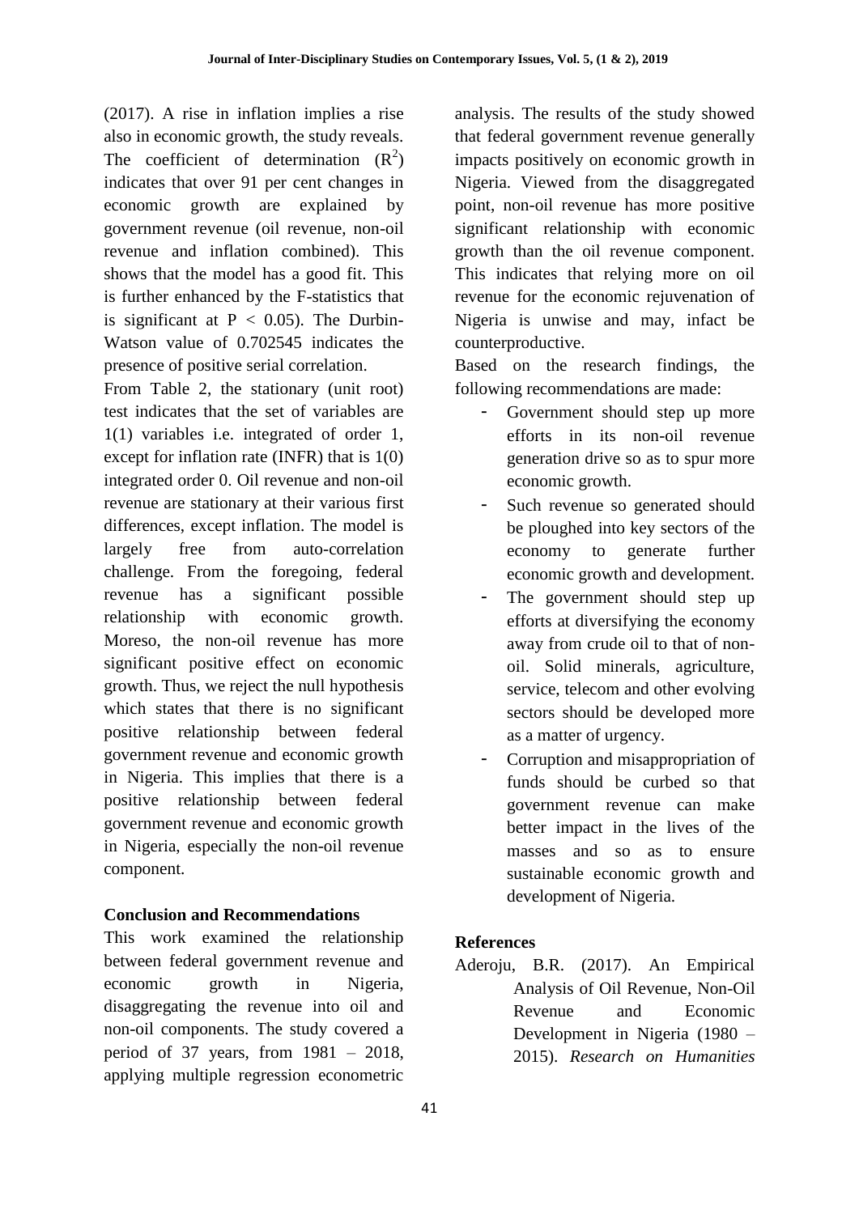(2017). A rise in inflation implies a rise also in economic growth, the study reveals. The coefficient of determination ($R^2$) indicates that over 91 per cent changes in economic growth are explained by government revenue (oil revenue, non-oil revenue and inflation combined). This shows that the model has a good fit. This is further enhanced by the F-statistics that is significant at $P < 0.05$). The Durbin-Watson value of 0.702545 indicates the presence of positive serial correlation.

From Table 2, the stationary (unit root) test indicates that the set of variables are 1(1) variables i.e. integrated of order 1, except for inflation rate (INFR) that is 1(0) integrated order 0. Oil revenue and non-oil revenue are stationary at their various first differences, except inflation. The model is largely free from auto-correlation challenge. From the foregoing, federal revenue has a significant possible relationship with economic growth. Moreso, the non-oil revenue has more significant positive effect on economic growth. Thus, we reject the null hypothesis which states that there is no significant positive relationship between federal government revenue and economic growth in Nigeria. This implies that there is a positive relationship between federal government revenue and economic growth in Nigeria, especially the non-oil revenue component.

## Conclusion and Recommendations

This work examined the relationship between federal government revenue and economic growth in Nigeria, disaggregating the revenue into oil and non-oil components. The study covered a period of 37 years, from 1981 – 2018, applying multiple regression econometric analysis. The results of the study showed that federal government revenue generally impacts positively on economic growth in Nigeria. Viewed from the disaggregated point, non-oil revenue has more positive significant relationship with economic growth than the oil revenue component. This indicates that relying more on oil revenue for the economic rejuvenation of Nigeria is unwise and may, infact be counterproductive.

Based on the research findings, the following recommendations are made:

- Government should step up more efforts in its non-oil revenue generation drive so as to spur more economic growth.
- Such revenue so generated should be ploughed into key sectors of the economy to generate further economic growth and development.
- The government should step up efforts at diversifying the economy away from crude oil to that of non-oil. Solid minerals, agriculture, service, telecom and other evolving sectors should be developed more as a matter of urgency.
- Corruption and misappropriation of funds should be curbed so that government revenue can make better impact in the lives of the masses and so as to ensure sustainable economic growth and development of Nigeria.

## References

Aderoju, B.R. (2017). An Empirical Analysis of Oil Revenue, Non-Oil Revenue and Economic Development in Nigeria (1980 – 2015). *Research on Humanities*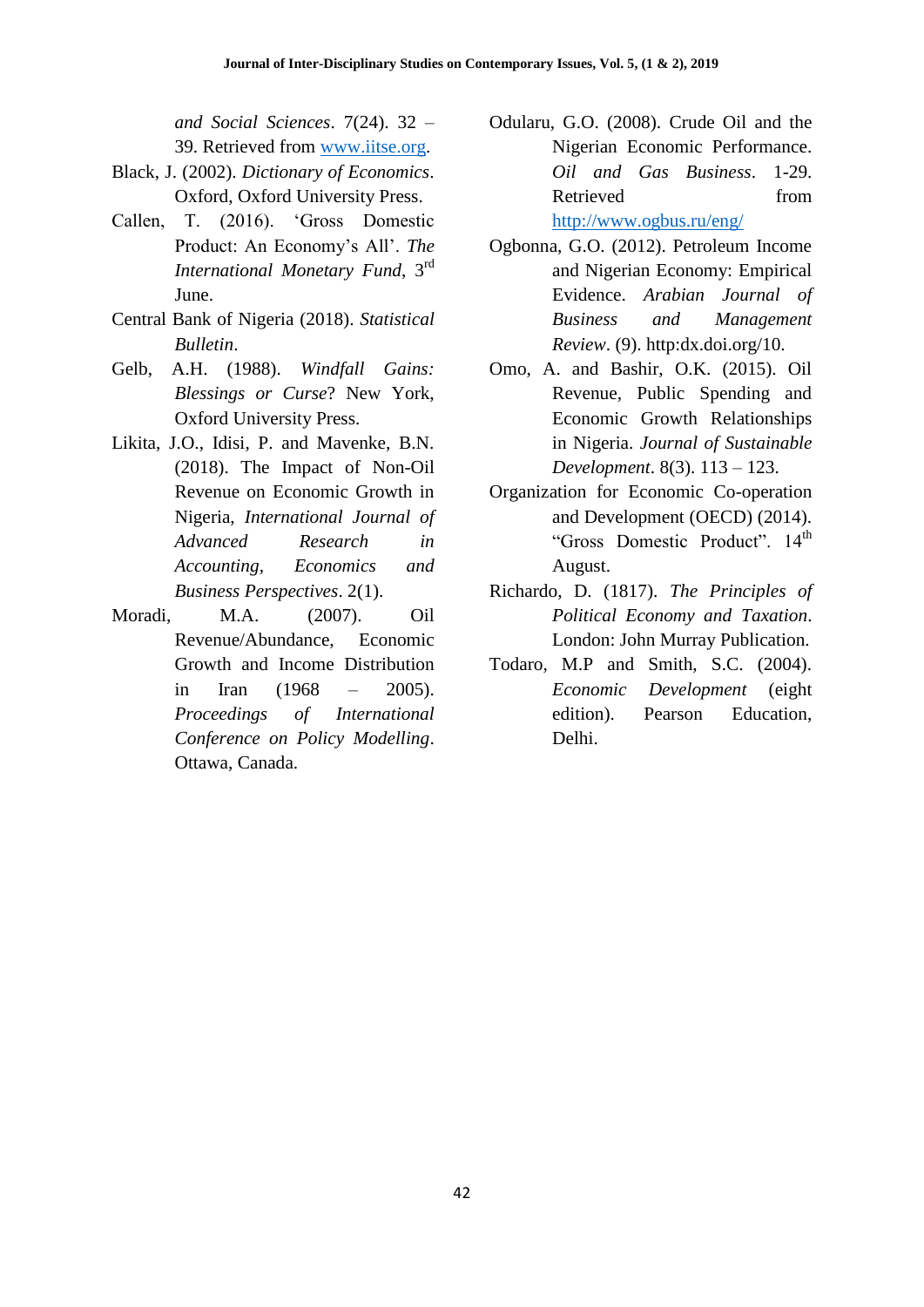*and Social Sciences*. 7(24). 32 – 39. Retrieved from www.iitse.org.

Black, J. (2002). *Dictionary of Economics*. Oxford, Oxford University Press.

Callen, T. (2016). 'Gross Domestic Product: An Economy's All'. *The International Monetary Fund*, 3rd June.

Central Bank of Nigeria (2018). *Statistical Bulletin*.

Gelb, A.H. (1988). *Windfall Gains: Blessings or Curse*? New York, Oxford University Press.

Likita, J.O., Idisi, P. and Mavenke, B.N. (2018). The Impact of Non-Oil Revenue on Economic Growth in Nigeria, *International Journal of Advanced Research in Accounting, Economics and Business Perspectives*. 2(1).

Moradi, M.A. (2007). Oil Revenue/Abundance, Economic Growth and Income Distribution in Iran (1968 – 2005). *Proceedings of International Conference on Policy Modelling*. Ottawa, Canada.

Odularu, G.O. (2008). Crude Oil and the Nigerian Economic Performance. *Oil and Gas Business*. 1-29. Retrieved from http://www.ogbus.ru/eng/

Ogbonna, G.O. (2012). Petroleum Income and Nigerian Economy: Empirical Evidence. *Arabian Journal of Business and Management Review*. (9). http:dx.doi.org/10.

Omo, A. and Bashir, O.K. (2015). Oil Revenue, Public Spending and Economic Growth Relationships in Nigeria. *Journal of Sustainable Development*. 8(3). 113 – 123.

Organization for Economic Co-operation and Development (OECD) (2014). "Gross Domestic Product". 14th August.

Richardo, D. (1817). *The Principles of Political Economy and Taxation*. London: John Murray Publication.

Todaro, M.P and Smith, S.C. (2004). *Economic Development* (eight edition). Pearson Education, Delhi.